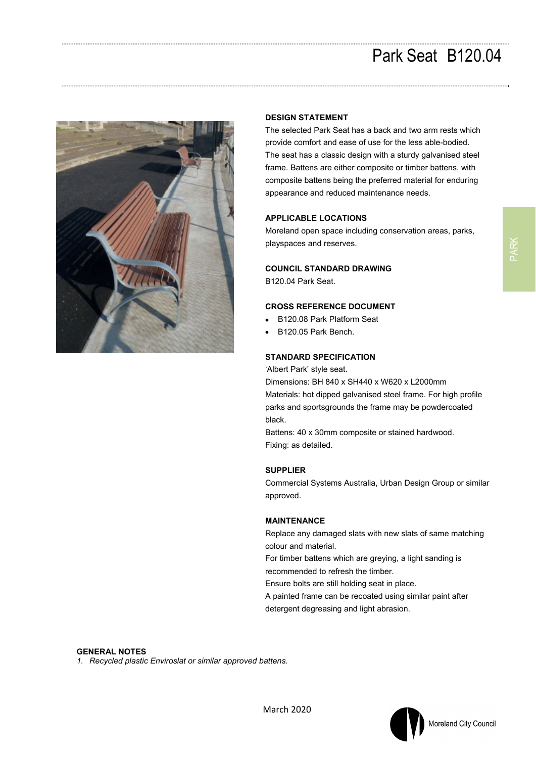# Park Seat B120.04

## DESIGN STATEMENT

The selected Park Seat has a back and two arm rests which provide comfort and ease of use for the less able-bodied. The seat has a classic design with a sturdy galvanised steel frame. Battens are either composite or timber battens, with composite battens being the preferred material for enduring appearance and reduced maintenance needs.

## APPLICABLE LOCATIONS

Moreland open space including conservation areas, parks, playspaces and reserves.

## COUNCIL STANDARD DRAWING

B120.04 Park Seat.

## CROSS REFERENCE DOCUMENT

- B120.08 Park Platform Seat
- B120.05 Park Bench.

## STANDARD SPECIFICATION

'Albert Park' style seat.
Dimensions: BH 840 x SH440 x W620 x L2000mm
Materials: hot dipped galvanised steel frame. For high profile parks and sportsgrounds the frame may be powdercoated black.
Battens: 40 x 30mm composite or stained hardwood.
Fixing: as detailed.

## SUPPLIER

Commercial Systems Australia, Urban Design Group or similar approved.

## MAINTENANCE

Replace any damaged slats with new slats of same matching colour and material.
For timber battens which are greying, a light sanding is recommended to refresh the timber.
Ensure bolts are still holding seat in place.
A painted frame can be recoated using similar paint after detergent degreasing and light abrasion.

## GENERAL NOTES

*1. Recycled plastic Enviroslat or similar approved battens.*

March 2020

Moreland City Council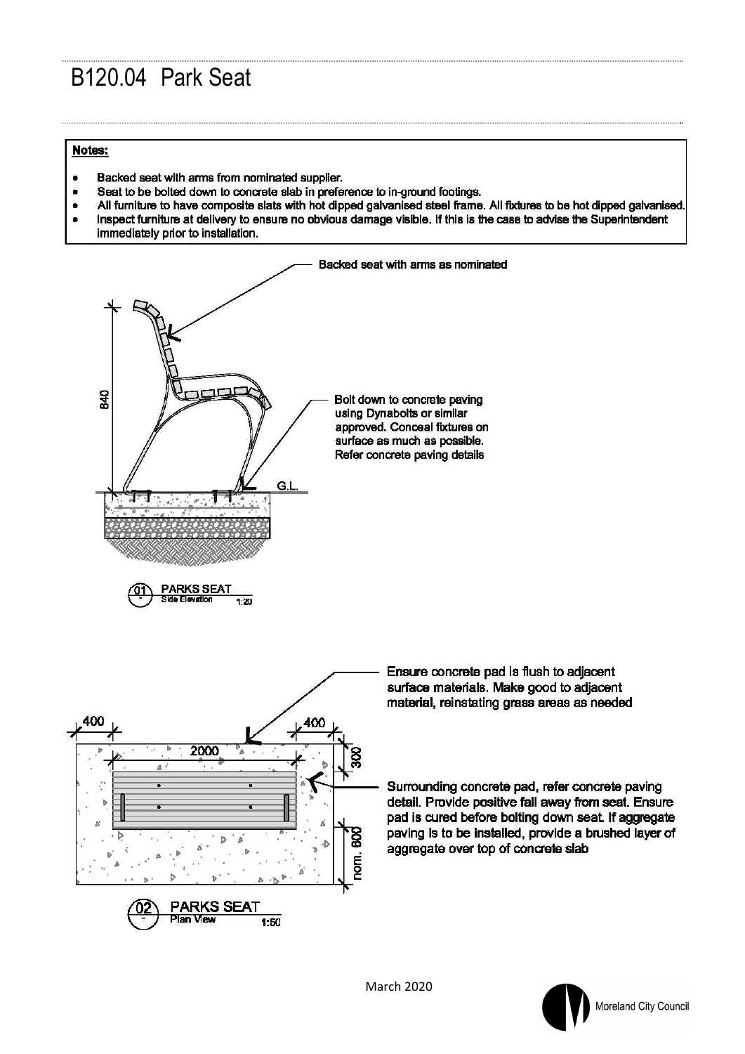# B120.04 Park Seat

**Notes:**

- Backed seat with arms from nominated supplier.
- Seat to be bolted down to concrete slab in preference to in-ground footings.
- All furniture to have composite slats with hot dipped galvanised steel frame. All fixtures to be hot dipped galvanised.
- Inspect furniture at delivery to ensure no obvious damage visible. If this is the case to advise the Superintendent immediately prior to installation.

Backed seat with arms as nominated

840

Bolt down to concrete paving using Dynabolts or similar approved. Conceal fixtures on surface as much as possible. Refer concrete paving details

G.L.

01 PARKS SEAT
Side Elevation 1:20

Ensure concrete pad is flush to adjacent surface materials. Make good to adjacent material, reinstating grass areas as needed

400

2000

400

300

nom. 600

Surrounding concrete pad, refer concrete paving detail. Provide positive fall away from seat. Ensure pad is cured before bolting down seat. If aggregate paving is to be installed, provide a brushed layer of aggregate over top of concrete slab

02 PARKS SEAT
Plan View 1:50

March 2020

Moreland City Council